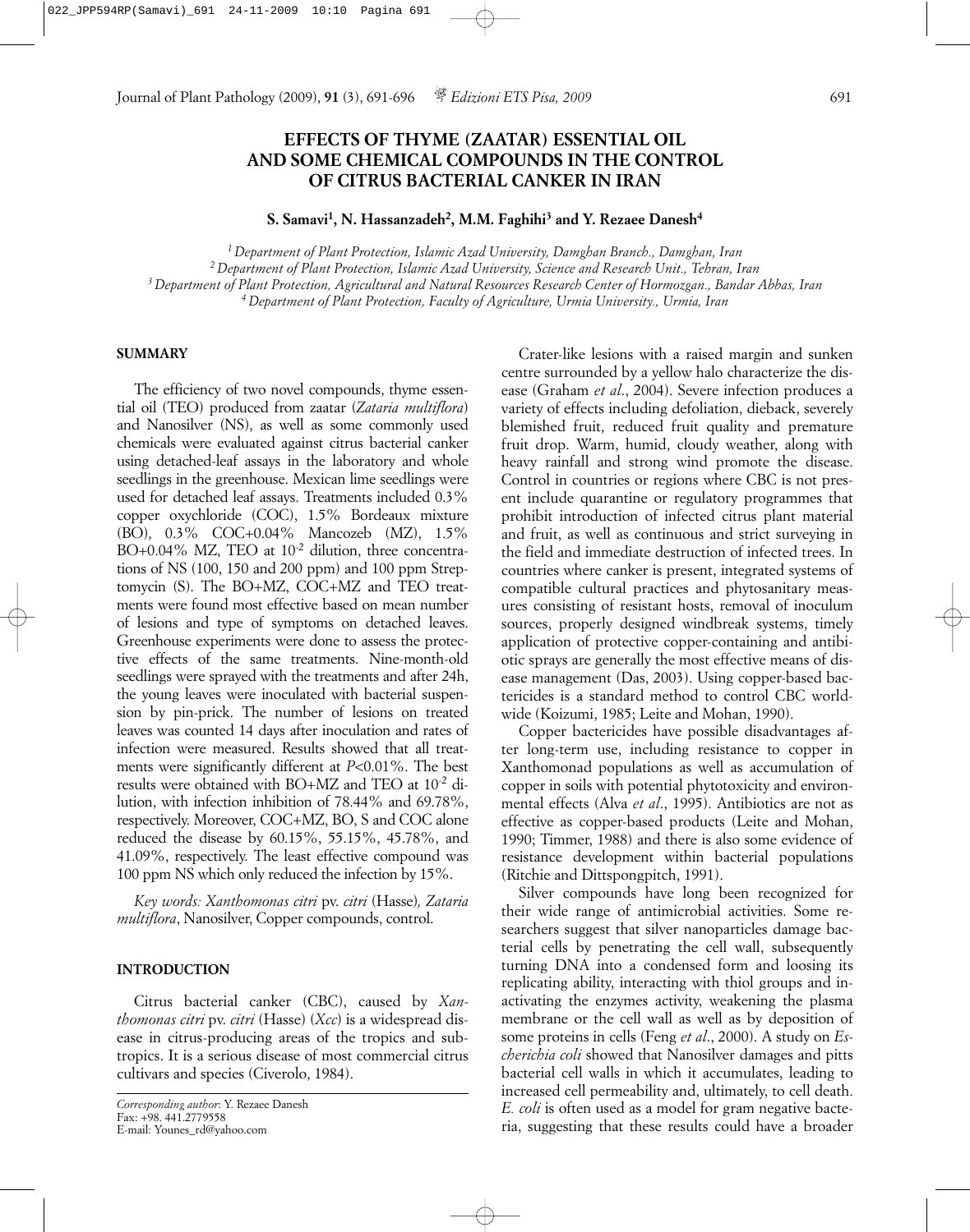# EFFECTS OF THYME (ZAATAR) ESSENTIAL OIL AND SOME CHEMICAL COMPOUNDS IN THE CONTROL OF CITRUS BACTERIAL CANKER IN IRAN

**S. Samavi[1], N. Hassanzadeh[2], M.M. Faghihi[3] and Y. Rezaee Danesh[4]**

*[1] Department of Plant Protection, Islamic Azad University, Damghan Branch., Damghan, Iran*
*[2] Department of Plant Protection, Islamic Azad University, Science and Research Unit., Tehran, Iran*
*[3] Department of Plant Protection, Agricultural and Natural Resources Research Center of Hormozgan., Bandar Abbas, Iran*
*[4] Department of Plant Protection, Faculty of Agriculture, Urmia University., Urmia, Iran*

## SUMMARY

The efficiency of two novel compounds, thyme essential oil (TEO) produced from zaatar (*Zataria multiflora*) and Nanosilver (NS), as well as some commonly used chemicals were evaluated against citrus bacterial canker using detached-leaf assays in the laboratory and whole seedlings in the greenhouse. Mexican lime seedlings were used for detached leaf assays. Treatments included 0.3% copper oxychloride (COC), 1.5% Bordeaux mixture (BO), 0.3% COC+0.04% Mancozeb (MZ), 1.5% BO+0.04% MZ, TEO at $10^{-2}$ dilution, three concentrations of NS (100, 150 and 200 ppm) and 100 ppm Streptomycin (S). The BO+MZ, COC+MZ and TEO treatments were found most effective based on mean number of lesions and type of symptoms on detached leaves. Greenhouse experiments were done to assess the protective effects of the same treatments. Nine-month-old seedlings were sprayed with the treatments and after 24h, the young leaves were inoculated with bacterial suspension by pin-prick. The number of lesions on treated leaves was counted 14 days after inoculation and rates of infection were measured. Results showed that all treatments were significantly different at $P<0.01\%$. The best results were obtained with BO+MZ and TEO at $10^{-2}$ dilution, with infection inhibition of 78.44% and 69.78%, respectively. Moreover, COC+MZ, BO, S and COC alone reduced the disease by 60.15%, 55.15%, 45.78%, and 41.09%, respectively. The least effective compound was 100 ppm NS which only reduced the infection by 15%.

*Key words: Xanthomonas citri* pv. *citri* (Hasse)*, Zataria multiflora*, Nanosilver, Copper compounds, control.

## INTRODUCTION

Citrus bacterial canker (CBC), caused by *Xanthomonas citri* pv. *citri* (Hasse) (*Xcc*) is a widespread disease in citrus-producing areas of the tropics and subtropics. It is a serious disease of most commercial citrus cultivars and species (Civerolo, 1984).

Crater-like lesions with a raised margin and sunken centre surrounded by a yellow halo characterize the disease (Graham *et al*., 2004). Severe infection produces a variety of effects including defoliation, dieback, severely blemished fruit, reduced fruit quality and premature fruit drop. Warm, humid, cloudy weather, along with heavy rainfall and strong wind promote the disease. Control in countries or regions where CBC is not present include quarantine or regulatory programmes that prohibit introduction of infected citrus plant material and fruit, as well as continuous and strict surveying in the field and immediate destruction of infected trees. In countries where canker is present, integrated systems of compatible cultural practices and phytosanitary measures consisting of resistant hosts, removal of inoculum sources, properly designed windbreak systems, timely application of protective copper-containing and antibiotic sprays are generally the most effective means of disease management (Das, 2003). Using copper-based bactericides is a standard method to control CBC worldwide (Koizumi, 1985; Leite and Mohan, 1990).

Copper bactericides have possible disadvantages after long-term use, including resistance to copper in Xanthomonad populations as well as accumulation of copper in soils with potential phytotoxicity and environmental effects (Alva *et al*., 1995). Antibiotics are not as effective as copper-based products (Leite and Mohan, 1990; Timmer, 1988) and there is also some evidence of resistance development within bacterial populations (Ritchie and Dittspongpitch, 1991).

Silver compounds have long been recognized for their wide range of antimicrobial activities. Some researchers suggest that silver nanoparticles damage bacterial cells by penetrating the cell wall, subsequently turning DNA into a condensed form and loosing its replicating ability, interacting with thiol groups and inactivating the enzymes activity, weakening the plasma membrane or the cell wall as well as by deposition of some proteins in cells (Feng *et al*., 2000). A study on *Escherichia coli* showed that Nanosilver damages and pitts bacterial cell walls in which it accumulates, leading to increased cell permeability and, ultimately, to cell death. *E. coli* is often used as a model for gram negative bacteria, suggesting that these results could have a broader

*Corresponding author*: Y. Rezaee Danesh
Fax: +98. 441.2779558
E-mail: Younes_rd@yahoo.com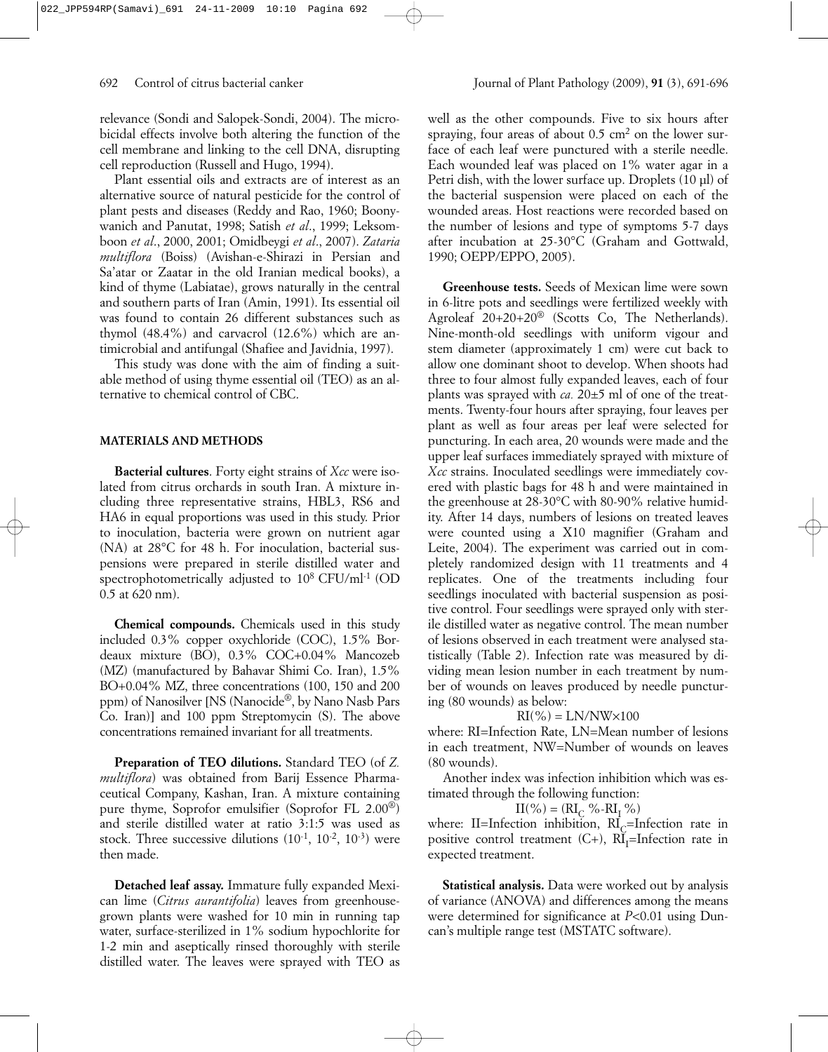relevance (Sondi and Salopek-Sondi, 2004). The microbicidal effects involve both altering the function of the cell membrane and linking to the cell DNA, disrupting cell reproduction (Russell and Hugo, 1994).

Plant essential oils and extracts are of interest as an alternative source of natural pesticide for the control of plant pests and diseases (Reddy and Rao, 1960; Boonywanich and Panutat, 1998; Satish *et al*., 1999; Leksomboon *et al*., 2000, 2001; Omidbeygi *et al*., 2007). *Zataria multiflora* (Boiss) (Avishan-e-Shirazi in Persian and Sa'atar or Zaatar in the old Iranian medical books), a kind of thyme (Labiatae), grows naturally in the central and southern parts of Iran (Amin, 1991). Its essential oil was found to contain 26 different substances such as thymol (48.4%) and carvacrol (12.6%) which are antimicrobial and antifungal (Shafiee and Javidnia, 1997).

This study was done with the aim of finding a suitable method of using thyme essential oil (TEO) as an alternative to chemical control of CBC.

## MATERIALS AND METHODS

**Bacterial cultures**. Forty eight strains of *Xcc* were isolated from citrus orchards in south Iran. A mixture including three representative strains, HBL3, RS6 and HA6 in equal proportions was used in this study. Prior to inoculation, bacteria were grown on nutrient agar (NA) at 28°C for 48 h. For inoculation, bacterial suspensions were prepared in sterile distilled water and spectrophotometrically adjusted to $10^8$ CFU/ml$^{-1}$ (OD 0.5 at 620 nm).

**Chemical compounds.** Chemicals used in this study included 0.3% copper oxychloride (COC), 1.5% Bordeaux mixture (BO), 0.3% COC+0.04% Mancozeb (MZ) (manufactured by Bahavar Shimi Co. Iran), 1.5% BO+0.04% MZ, three concentrations (100, 150 and 200 ppm) of Nanosilver [NS (Nanocide®, by Nano Nasb Pars Co. Iran)] and 100 ppm Streptomycin (S). The above concentrations remained invariant for all treatments.

**Preparation of TEO dilutions.** Standard TEO (of *Z. multiflora*) was obtained from Barij Essence Pharmaceutical Company, Kashan, Iran. A mixture containing pure thyme, Soprofor emulsifier (Soprofor FL 2.00®) and sterile distilled water at ratio 3:1:5 was used as stock. Three successive dilutions ($10^{-1}$, $10^{-2}$, $10^{-3}$) were then made.

**Detached leaf assay.** Immature fully expanded Mexican lime (*Citrus aurantifolia*) leaves from greenhouse-grown plants were washed for 10 min in running tap water, surface-sterilized in 1% sodium hypochlorite for 1-2 min and aseptically rinsed thoroughly with sterile distilled water. The leaves were sprayed with TEO as well as the other compounds. Five to six hours after spraying, four areas of about 0.5 cm$^2$ on the lower surface of each leaf were punctured with a sterile needle. Each wounded leaf was placed on 1% water agar in a Petri dish, with the lower surface up. Droplets (10 µl) of the bacterial suspension were placed on each of the wounded areas. Host reactions were recorded based on the number of lesions and type of symptoms 5-7 days after incubation at 25-30°C (Graham and Gottwald, 1990; OEPP/EPPO, 2005).

**Greenhouse tests.** Seeds of Mexican lime were sown in 6-litre pots and seedlings were fertilized weekly with Agroleaf 20+20+20® (Scotts Co, The Netherlands). Nine-month-old seedlings with uniform vigour and stem diameter (approximately 1 cm) were cut back to allow one dominant shoot to develop. When shoots had three to four almost fully expanded leaves, each of four plants was sprayed with *ca.* 20±5 ml of one of the treatments. Twenty-four hours after spraying, four leaves per plant as well as four areas per leaf were selected for puncturing. In each area, 20 wounds were made and the upper leaf surfaces immediately sprayed with mixture of *Xcc* strains. Inoculated seedlings were immediately covered with plastic bags for 48 h and were maintained in the greenhouse at 28-30°C with 80-90% relative humidity. After 14 days, numbers of lesions on treated leaves were counted using a X10 magnifier (Graham and Leite, 2004). The experiment was carried out in completely randomized design with 11 treatments and 4 replicates. One of the treatments including four seedlings inoculated with bacterial suspension as positive control. Four seedlings were sprayed only with sterile distilled water as negative control. The mean number of lesions observed in each treatment were analysed statistically (Table 2). Infection rate was measured by dividing mean lesion number in each treatment by number of wounds on leaves produced by needle puncturing (80 wounds) as below:

$$RI(\%) = LN/NW \times 100$$

where: RI=Infection Rate, LN=Mean number of lesions in each treatment, NW=Number of wounds on leaves (80 wounds).

Another index was infection inhibition which was estimated through the following function:

$$II(\%) = (RI_C \% - RI_I \%)$$

where: II=Infection inhibition, $RI_C$=Infection rate in positive control treatment (C+), $RI_I$=Infection rate in expected treatment.

**Statistical analysis.** Data were worked out by analysis of variance (ANOVA) and differences among the means were determined for significance at $P<0.01$ using Duncan's multiple range test (MSTATC software).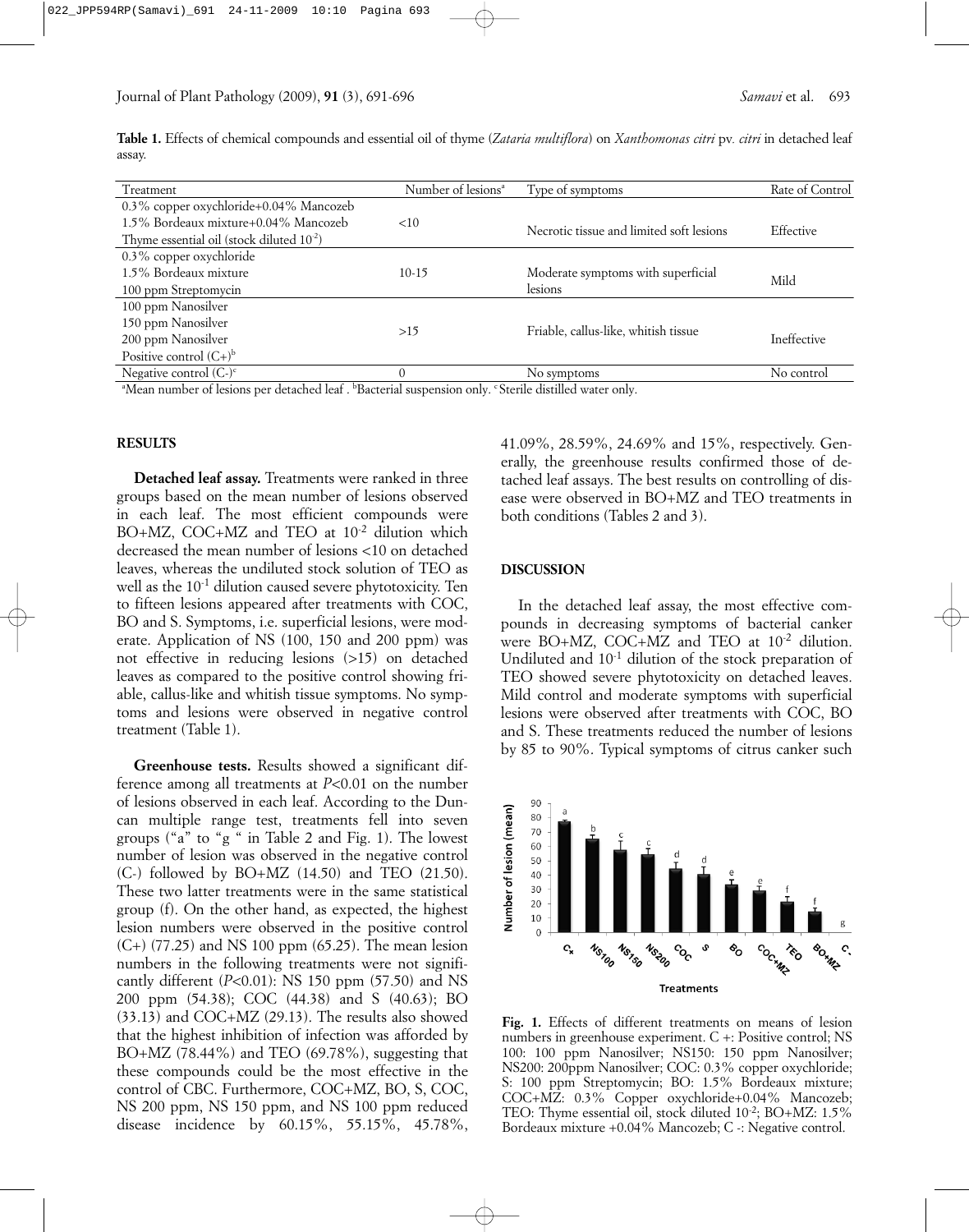**Table 1.** Effects of chemical compounds and essential oil of thyme (*Zataria multiflora*) on *Xanthomonas citri* pv. *citri* in detached leaf assay.

| Treatment | Number of lesions[a] | Type of symptoms | Rate of Control |
|---|---|---|---|
| 0.3% copper oxychloride+0.04% Mancozeb<br>1.5% Bordeaux mixture+0.04% Mancozeb<br>Thyme essential oil (stock diluted $10^{-2}$) | <10 | Necrotic tissue and limited soft lesions | Effective |
| 0.3% copper oxychloride<br>1.5% Bordeaux mixture<br>100 ppm Streptomycin | 10-15 | Moderate symptoms with superficial lesions | Mild |
| 100 ppm Nanosilver<br>150 ppm Nanosilver<br>200 ppm Nanosilver<br>Positive control (C+)[b] | >15 | Friable, callus-like, whitish tissue | Ineffective |
| Negative control (C-)[c] | 0 | No symptoms | No control |

[a]Mean number of lesions per detached leaf . [b]Bacterial suspension only. [c]Sterile distilled water only.

## RESULTS

**Detached leaf assay.** Treatments were ranked in three groups based on the mean number of lesions observed in each leaf. The most efficient compounds were BO+MZ, COC+MZ and TEO at $10^{-2}$ dilution which decreased the mean number of lesions <10 on detached leaves, whereas the undiluted stock solution of TEO as well as the $10^{-1}$ dilution caused severe phytotoxicity. Ten to fifteen lesions appeared after treatments with COC, BO and S. Symptoms, i.e. superficial lesions, were moderate. Application of NS (100, 150 and 200 ppm) was not effective in reducing lesions (>15) on detached leaves as compared to the positive control showing friable, callus-like and whitish tissue symptoms. No symptoms and lesions were observed in negative control treatment (Table 1).

**Greenhouse tests.** Results showed a significant difference among all treatments at $P<0.01$ on the number of lesions observed in each leaf. According to the Duncan multiple range test, treatments fell into seven groups ("a" to "g " in Table 2 and Fig. 1). The lowest number of lesion was observed in the negative control (C-) followed by BO+MZ (14.50) and TEO (21.50). These two latter treatments were in the same statistical group (f). On the other hand, as expected, the highest lesion numbers were observed in the positive control (C+) (77.25) and NS 100 ppm (65.25). The mean lesion numbers in the following treatments were not significantly different ($P<0.01$): NS 150 ppm (57.50) and NS 200 ppm (54.38); COC (44.38) and S (40.63); BO (33.13) and COC+MZ (29.13). The results also showed that the highest inhibition of infection was afforded by BO+MZ (78.44%) and TEO (69.78%), suggesting that these compounds could be the most effective in the control of CBC. Furthermore, COC+MZ, BO, S, COC, NS 200 ppm, NS 150 ppm, and NS 100 ppm reduced disease incidence by 60.15%, 55.15%, 45.78%, 41.09%, 28.59%, 24.69% and 15%, respectively. Generally, the greenhouse results confirmed those of detached leaf assays. The best results on controlling of disease were observed in BO+MZ and TEO treatments in both conditions (Tables 2 and 3).

## DISCUSSION

In the detached leaf assay, the most effective compounds in decreasing symptoms of bacterial canker were BO+MZ, COC+MZ and TEO at $10^{-2}$ dilution. Undiluted and $10^{-1}$ dilution of the stock preparation of TEO showed severe phytotoxicity on detached leaves. Mild control and moderate symptoms with superficial lesions were observed after treatments with COC, BO and S. These treatments reduced the number of lesions by 85 to 90%. Typical symptoms of citrus canker such

**Fig. 1.** Effects of different treatments on means of lesion numbers in greenhouse experiment. C +: Positive control; NS 100: 100 ppm Nanosilver; NS150: 150 ppm Nanosilver; NS200: 200ppm Nanosilver; COC: 0.3% copper oxychloride; S: 100 ppm Streptomycin; BO: 1.5% Bordeaux mixture; COC+MZ: 0.3% Copper oxychloride+0.04% Mancozeb; TEO: Thyme essential oil, stock diluted $10^{-2}$; BO+MZ: 1.5% Bordeaux mixture +0.04% Mancozeb; C -: Negative control.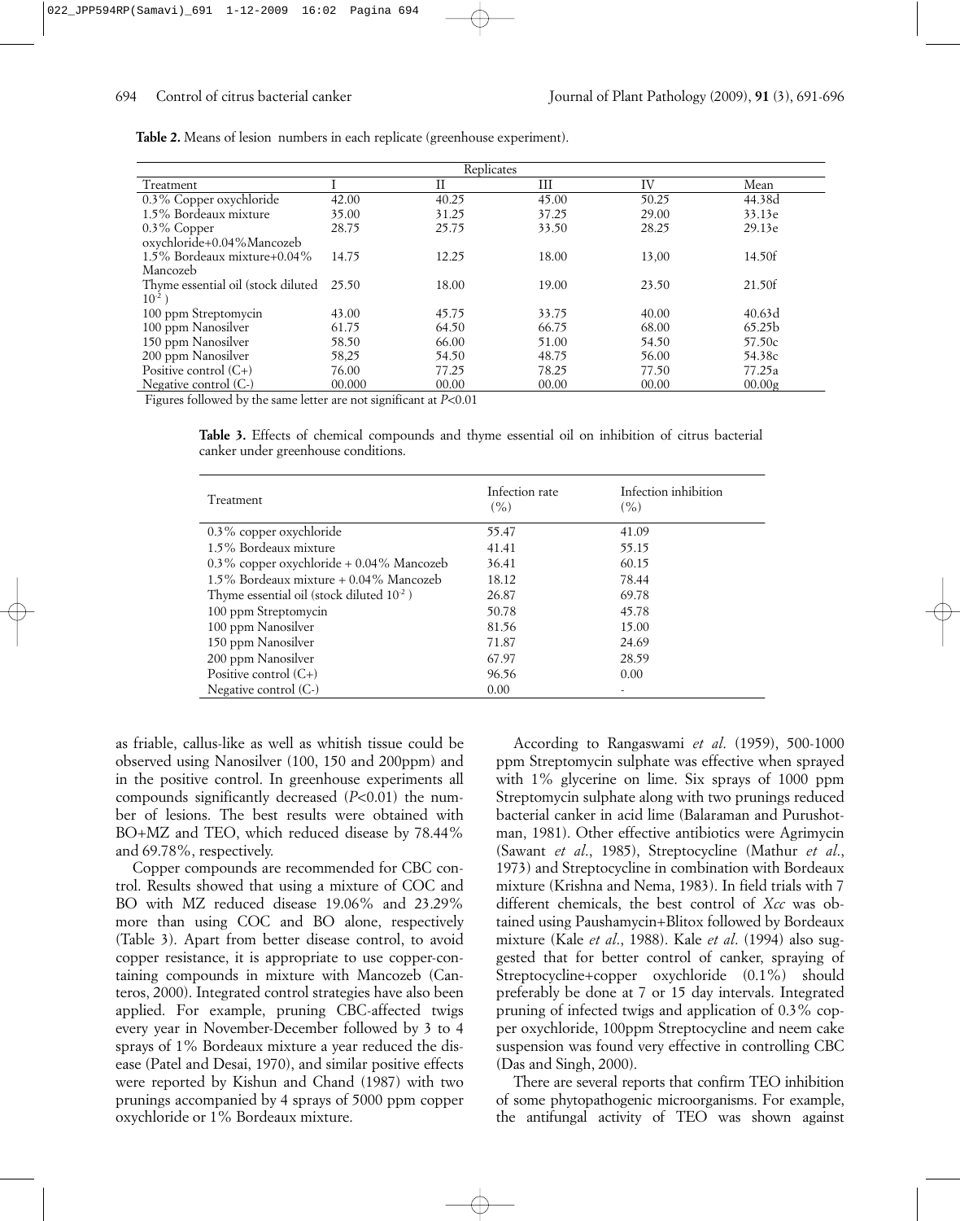**Table 2.** Means of lesion numbers in each replicate (greenhouse experiment).

| | Replicates | | | | |
|---|---|---|---|---|---|
| Treatment | I | II | III | IV | Mean |
| 0.3% Copper oxychloride | 42.00 | 40.25 | 45.00 | 50.25 | 44.38d |
| 1.5% Bordeaux mixture | 35.00 | 31.25 | 37.25 | 29.00 | 33.13e |
| 0.3% Copper oxychloride+0.04%Mancozeb | 28.75 | 25.75 | 33.50 | 28.25 | 29.13e |
| 1.5% Bordeaux mixture+0.04% Mancozeb | 14.75 | 12.25 | 18.00 | 13,00 | 14.50f |
| Thyme essential oil (stock diluted $10^{-2}$) | 25.50 | 18.00 | 19.00 | 23.50 | 21.50f |
| 100 ppm Streptomycin | 43.00 | 45.75 | 33.75 | 40.00 | 40.63d |
| 100 ppm Nanosilver | 61.75 | 64.50 | 66.75 | 68.00 | 65.25b |
| 150 ppm Nanosilver | 58.50 | 66.00 | 51.00 | 54.50 | 57.50c |
| 200 ppm Nanosilver | 58,25 | 54.50 | 48.75 | 56.00 | 54.38c |
| Positive control (C+) | 76.00 | 77.25 | 78.25 | 77.50 | 77.25a |
| Negative control (C-) | 00.000 | 00.00 | 00.00 | 00.00 | 00.00g |

Figures followed by the same letter are not significant at $P<0.01$

**Table 3.** Effects of chemical compounds and thyme essential oil on inhibition of citrus bacterial canker under greenhouse conditions.

| Treatment | Infection rate (%) | Infection inhibition (%) |
|---|---|---|
| 0.3% copper oxychloride | 55.47 | 41.09 |
| 1.5% Bordeaux mixture | 41.41 | 55.15 |
| 0.3% copper oxychloride + 0.04% Mancozeb | 36.41 | 60.15 |
| 1.5% Bordeaux mixture + 0.04% Mancozeb | 18.12 | 78.44 |
| Thyme essential oil (stock diluted $10^{-2}$) | 26.87 | 69.78 |
| 100 ppm Streptomycin | 50.78 | 45.78 |
| 100 ppm Nanosilver | 81.56 | 15.00 |
| 150 ppm Nanosilver | 71.87 | 24.69 |
| 200 ppm Nanosilver | 67.97 | 28.59 |
| Positive control (C+) | 96.56 | 0.00 |
| Negative control (C-) | 0.00 | - |

as friable, callus-like as well as whitish tissue could be observed using Nanosilver (100, 150 and 200ppm) and in the positive control. In greenhouse experiments all compounds significantly decreased ($P<0.01$) the number of lesions. The best results were obtained with BO+MZ and TEO, which reduced disease by 78.44% and 69.78%, respectively.

Copper compounds are recommended for CBC control. Results showed that using a mixture of COC and BO with MZ reduced disease 19.06% and 23.29% more than using COC and BO alone, respectively (Table 3). Apart from better disease control, to avoid copper resistance, it is appropriate to use copper-containing compounds in mixture with Mancozeb (Canteros, 2000). Integrated control strategies have also been applied. For example, pruning CBC-affected twigs every year in November-December followed by 3 to 4 sprays of 1% Bordeaux mixture a year reduced the disease (Patel and Desai, 1970), and similar positive effects were reported by Kishun and Chand (1987) with two prunings accompanied by 4 sprays of 5000 ppm copper oxychloride or 1% Bordeaux mixture.

According to Rangaswami *et al*. (1959), 500-1000 ppm Streptomycin sulphate was effective when sprayed with 1% glycerine on lime. Six sprays of 1000 ppm Streptomycin sulphate along with two prunings reduced bacterial canker in acid lime (Balaraman and Purushotman, 1981). Other effective antibiotics were Agrimycin (Sawant *et al*., 1985), Streptocycline (Mathur *et al*., 1973) and Streptocycline in combination with Bordeaux mixture (Krishna and Nema, 1983). In field trials with 7 different chemicals, the best control of *Xcc* was obtained using Paushamycin+Blitox followed by Bordeaux mixture (Kale *et al*., 1988). Kale *et al*. (1994) also suggested that for better control of canker, spraying of Streptocycline+copper oxychloride (0.1%) should preferably be done at 7 or 15 day intervals. Integrated pruning of infected twigs and application of 0.3% copper oxychloride, 100ppm Streptocycline and neem cake suspension was found very effective in controlling CBC (Das and Singh, 2000).

There are several reports that confirm TEO inhibition of some phytopathogenic microorganisms. For example, the antifungal activity of TEO was shown against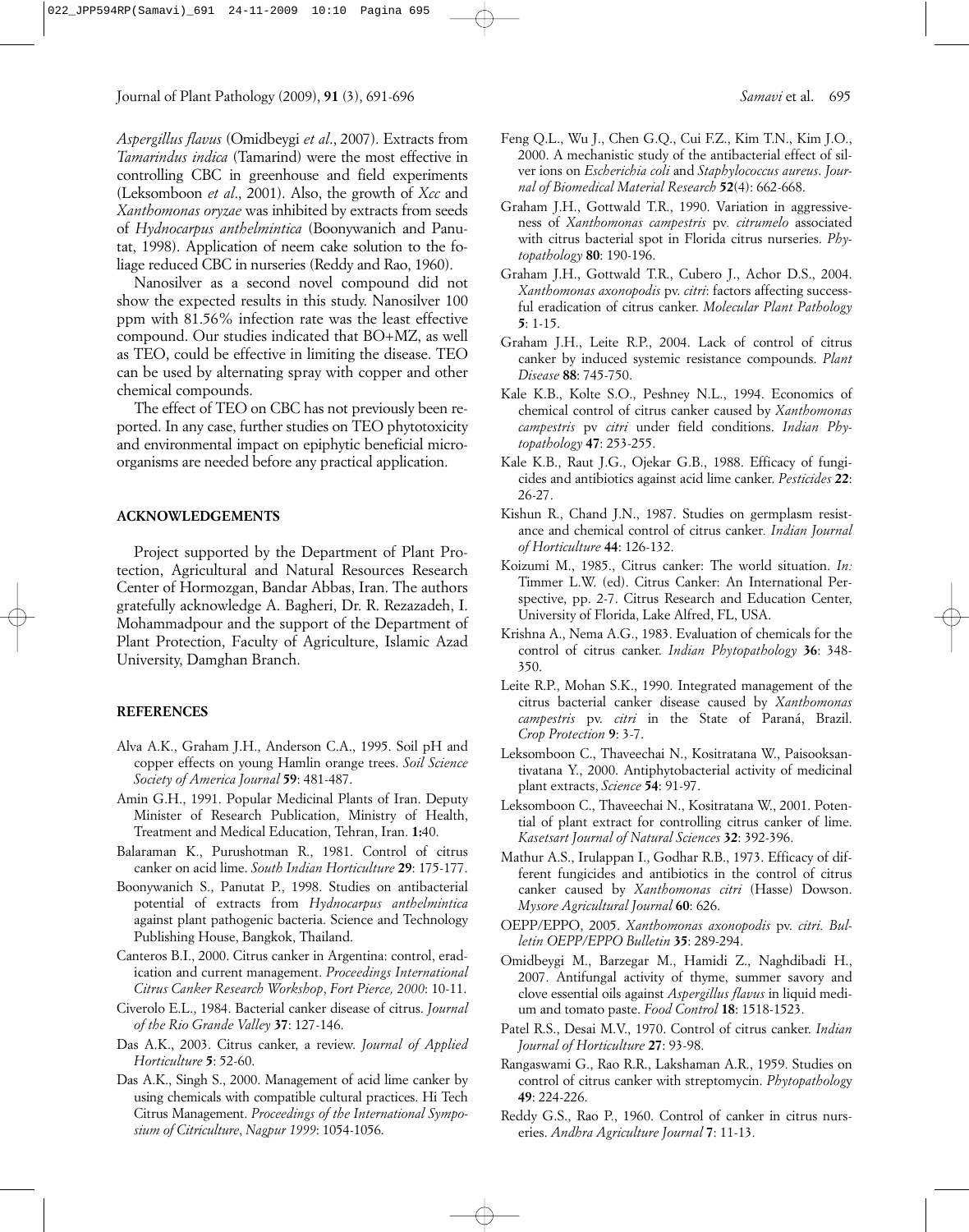*Aspergillus flavus* (Omidbeygi *et al*., 2007). Extracts from *Tamarindus indica* (Tamarind) were the most effective in controlling CBC in greenhouse and field experiments (Leksomboon *et al*., 2001). Also, the growth of *Xcc* and *Xanthomonas oryzae* was inhibited by extracts from seeds of *Hydnocarpus anthelmintica* (Boonywanich and Panutat, 1998). Application of neem cake solution to the foliage reduced CBC in nurseries (Reddy and Rao, 1960).

Nanosilver as a second novel compound did not show the expected results in this study. Nanosilver 100 ppm with 81.56% infection rate was the least effective compound. Our studies indicated that BO+MZ, as well as TEO, could be effective in limiting the disease. TEO can be used by alternating spray with copper and other chemical compounds.

The effect of TEO on CBC has not previously been reported. In any case, further studies on TEO phytotoxicity and environmental impact on epiphytic beneficial microorganisms are needed before any practical application.

## ACKNOWLEDGEMENTS

Project supported by the Department of Plant Protection, Agricultural and Natural Resources Research Center of Hormozgan, Bandar Abbas, Iran. The authors gratefully acknowledge A. Bagheri, Dr. R. Rezazadeh, I. Mohammadpour and the support of the Department of Plant Protection, Faculty of Agriculture, Islamic Azad University, Damghan Branch.

## REFERENCES

Alva A.K., Graham J.H., Anderson C.A., 1995. Soil pH and copper effects on young Hamlin orange trees. *Soil Science Society of America Journal* **59**: 481-487.

Amin G.H., 1991. Popular Medicinal Plants of Iran. Deputy Minister of Research Publication, Ministry of Health, Treatment and Medical Education, Tehran, Iran. **1:**40.

Balaraman K., Purushotman R., 1981. Control of citrus canker on acid lime. *South Indian Horticulture* **29**: 175-177.

Boonywanich S., Panutat P., 1998. Studies on antibacterial potential of extracts from *Hydnocarpus anthelmintica* against plant pathogenic bacteria. Science and Technology Publishing House, Bangkok, Thailand.

Canteros B.I., 2000. Citrus canker in Argentina: control, eradication and current management. *Proceedings International Citrus Canker Research Workshop*, *Fort Pierce, 2000*: 10-11.

Civerolo E.L., 1984. Bacterial canker disease of citrus. *Journal of the Rio Grande Valley* **37**: 127-146.

Das A.K., 2003. Citrus canker, a review. *Journal of Applied Horticulture* **5**: 52-60.

Das A.K., Singh S., 2000. Management of acid lime canker by using chemicals with compatible cultural practices. Hi Tech Citrus Management. *Proceedings of the International Symposium of Citriculture*, *Nagpur 1999*: 1054-1056.

Feng Q.L., Wu J., Chen G.Q., Cui F.Z., Kim T.N., Kim J.O., 2000. A mechanistic study of the antibacterial effect of silver ions on *Escherichia coli* and *Staphylococcus aureus*. *Journal of Biomedical Material Research* **52**(4): 662-668.

Graham J.H., Gottwald T.R., 1990. Variation in aggressiveness of *Xanthomonas campestris* pv. *citrumelo* associated with citrus bacterial spot in Florida citrus nurseries. *Phytopathology* **80**: 190-196.

Graham J.H., Gottwald T.R., Cubero J., Achor D.S., 2004. *Xanthomonas axonopodis* pv. *citri*: factors affecting successful eradication of citrus canker. *Molecular Plant Pathology* **5**: 1-15.

Graham J.H., Leite R.P., 2004. Lack of control of citrus canker by induced systemic resistance compounds. *Plant Disease* **88**: 745-750.

Kale K.B., Kolte S.O., Peshney N.L., 1994. Economics of chemical control of citrus canker caused by *Xanthomonas campestris* pv *citri* under field conditions. *Indian Phytopathology* **47**: 253-255.

Kale K.B., Raut J.G., Ojekar G.B., 1988. Efficacy of fungicides and antibiotics against acid lime canker. *Pesticides* **22**: 26-27.

Kishun R., Chand J.N., 1987. Studies on germplasm resistance and chemical control of citrus canker. *Indian Journal of Horticulture* **44**: 126-132.

Koizumi M., 1985., Citrus canker: The world situation. *In:* Timmer L.W. (ed). Citrus Canker: An International Perspective, pp. 2-7. Citrus Research and Education Center, University of Florida, Lake Alfred, FL, USA.

Krishna A., Nema A.G., 1983. Evaluation of chemicals for the control of citrus canker. *Indian Phytopathology* **36**: 348-350.

Leite R.P., Mohan S.K., 1990. Integrated management of the citrus bacterial canker disease caused by *Xanthomonas campestris* pv. *citri* in the State of Paraná, Brazil. *Crop Protection* **9**: 3-7.

Leksomboon C., Thaveechai N., Kositratana W., Paisooksantivatana Y., 2000. Antiphytobacterial activity of medicinal plant extracts, *Science* **54**: 91-97.

Leksomboon C., Thaveechai N., Kositratana W., 2001. Potential of plant extract for controlling citrus canker of lime. *Kasetsart Journal of Natural Sciences* **32**: 392-396.

Mathur A.S., Irulappan I., Godhar R.B., 1973. Efficacy of different fungicides and antibiotics in the control of citrus canker caused by *Xanthomonas citri* (Hasse) Dowson. *Mysore Agricultural Journal* **60**: 626.

OEPP/EPPO, 2005. *Xanthomonas axonopodis* pv. *citri. Bulletin OEPP/EPPO Bulletin* **35**: 289-294.

Omidbeygi M., Barzegar M., Hamidi Z., Naghdibadi H., 2007. Antifungal activity of thyme, summer savory and clove essential oils against *Aspergillus flavus* in liquid medium and tomato paste. *Food Control* **18**: 1518-1523.

Patel R.S., Desai M.V., 1970. Control of citrus canker. *Indian Journal of Horticulture* **27**: 93-98.

Rangaswami G., Rao R.R., Lakshaman A.R., 1959. Studies on control of citrus canker with streptomycin. *Phytopathology* **49**: 224-226.

Reddy G.S., Rao P., 1960. Control of canker in citrus nurseries. *Andhra Agriculture Journal* **7**: 11-13.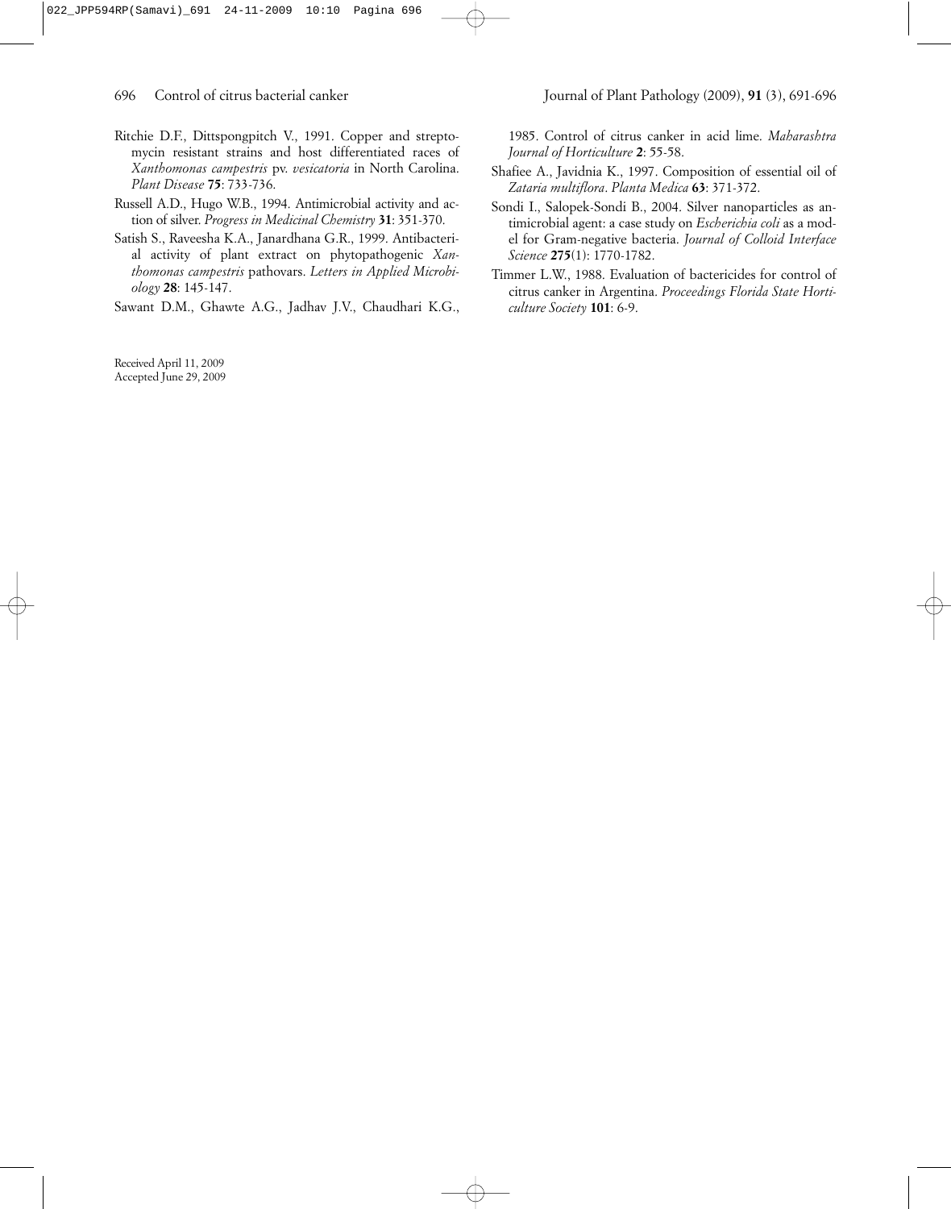Ritchie D.F., Dittspongpitch V., 1991. Copper and streptomycin resistant strains and host differentiated races of *Xanthomonas campestris* pv. *vesicatoria* in North Carolina. *Plant Disease* **75**: 733-736.

Russell A.D., Hugo W.B., 1994. Antimicrobial activity and action of silver. *Progress in Medicinal Chemistry* **31**: 351-370.

Satish S., Raveesha K.A., Janardhana G.R., 1999. Antibacterial activity of plant extract on phytopathogenic *Xanthomonas campestris* pathovars. *Letters in Applied Microbiology* **28**: 145-147.

Sawant D.M., Ghawte A.G., Jadhav J.V., Chaudhari K.G., 1985. Control of citrus canker in acid lime. *Maharashtra Journal of Horticulture* **2**: 55-58.

Shafiee A., Javidnia K., 1997. Composition of essential oil of *Zataria multiflora*. *Planta Medica* **63**: 371-372.

Sondi I., Salopek-Sondi B., 2004. Silver nanoparticles as antimicrobial agent: a case study on *Escherichia coli* as a model for Gram-negative bacteria. *Journal of Colloid Interface Science* **275**(1): 1770-1782.

Timmer L.W., 1988. Evaluation of bactericides for control of citrus canker in Argentina. *Proceedings Florida State Horticulture Society* **101**: 6-9.

Received April 11, 2009
Accepted June 29, 2009